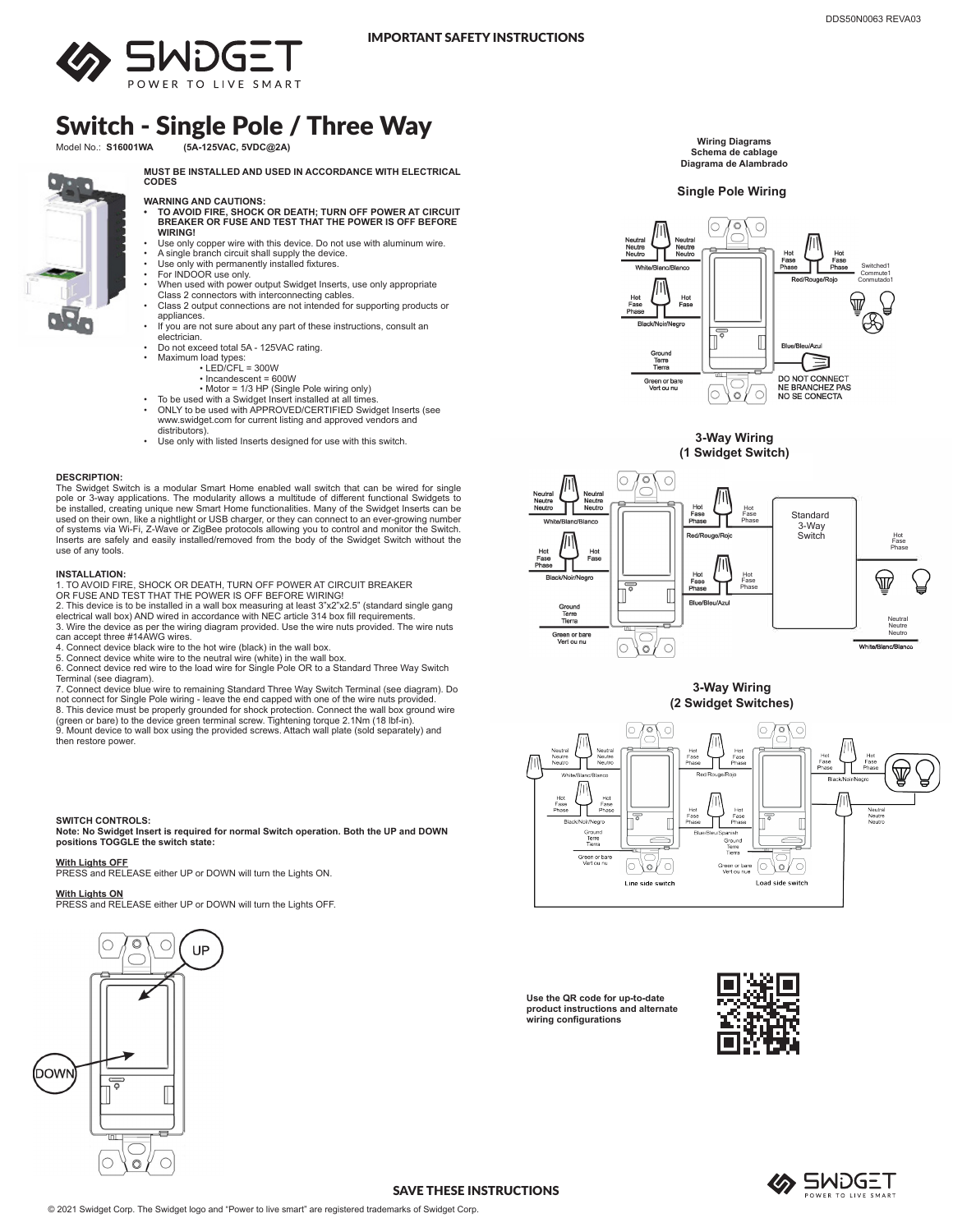IMPORTANT SAFETY INSTRUCTIONS

# Switch - Single Pole / Three Way

Model No.: **S16001WA** **(5A-125VAC, 5VDC@2A)**

**MUST BE INSTALLED AND USED IN ACCORDANCE WITH ELECTRICAL CODES**

**WARNING AND CAUTIONS:**

- **TO AVOID FIRE, SHOCK OR DEATH; TURN OFF POWER AT CIRCUIT BREAKER OR FUSE AND TEST THAT THE POWER IS OFF BEFORE WIRING!**
- Use only copper wire with this device. Do not use with aluminum wire.
- A single branch circuit shall supply the device.
- Use only with permanently installed fixtures.
- For INDOOR use only.
- When used with power output Swidget Inserts, use only appropriate Class 2 connectors with interconnecting cables.
- Class 2 output connections are not intended for supporting products or appliances.
- If you are not sure about any part of these instructions, consult an electrician.
- Do not exceed total 5A - 125VAC rating.
- Maximum load types:
  - LED/CFL = 300W
  - Incandescent = 600W
  - Motor = 1/3 HP (Single Pole wiring only)
- To be used with a Swidget Insert installed at all times.
- ONLY to be used with APPROVED/CERTIFIED Swidget Inserts (see www.swidget.com for current listing and approved vendors and distributors).
- Use only with listed Inserts designed for use with this switch.

**DESCRIPTION:**

The Swidget Switch is a modular Smart Home enabled wall switch that can be wired for single pole or 3-way applications. The modularity allows a multitude of different functional Swidgets to be installed, creating unique new Smart Home functionalities. Many of the Swidget Inserts can be used on their own, like a nightlight or USB charger, or they can connect to an ever-growing number of systems via Wi-Fi, Z-Wave or ZigBee protocols allowing you to control and monitor the Switch. Inserts are safely and easily installed/removed from the body of the Swidget Switch without the use of any tools.

**INSTALLATION:**

1. TO AVOID FIRE, SHOCK OR DEATH, TURN OFF POWER AT CIRCUIT BREAKER OR FUSE AND TEST THAT THE POWER IS OFF BEFORE WIRING!
2. This device is to be installed in a wall box measuring at least 3"x2"x2.5" (standard single gang electrical wall box) AND wired in accordance with NEC article 314 box fill requirements.
3. Wire the device as per the wiring diagram provided. Use the wire nuts provided. The wire nuts can accept three #14AWG wires.
4. Connect device black wire to the hot wire (black) in the wall box.
5. Connect device white wire to the neutral wire (white) in the wall box.
6. Connect device red wire to the load wire for Single Pole OR to a Standard Three Way Switch Terminal (see diagram).
7. Connect device blue wire to remaining Standard Three Way Switch Terminal (see diagram). Do not connect for Single Pole wiring - leave the end capped with one of the wire nuts provided.
8. This device must be properly grounded for shock protection. Connect the wall box ground wire (green or bare) to the device green terminal screw. Tightening torque 2.1Nm (18 lbf-in).
9. Mount device to wall box using the provided screws. Attach wall plate (sold separately) and then restore power.

**SWITCH CONTROLS:**

**Note: No Swidget Insert is required for normal Switch operation. Both the UP and DOWN positions TOGGLE the switch state:**

**With Lights OFF**

PRESS and RELEASE either UP or DOWN will turn the Lights ON.

**With Lights ON**

PRESS and RELEASE either UP or DOWN will turn the Lights OFF.

UP

DOWN

**Wiring Diagrams**
**Schema de cablage**
**Diagrama de Alambrado**

**Single Pole Wiring**

Neutral / Neutre / Neutro — White/Blanc/Blanco

Hot / Fase / Phase — Black/Noir/Negro

Hot / Fase / Phase — Red/Rouge/Rojo — Switched1 / Commute1 / Conmutado1

Blue/Bleu/Azul — DO NOT CONNECT / NE BRANCHEZ PAS / NO SE CONECTA

Ground / Terre / Tierra — Green or bare / Vert ou nu

**3-Way Wiring**
**(1 Swidget Switch)**

Neutral / Neutre / Neutro — White/Blanc/Blanco

Hot / Fase / Phase — Black/Noir/Negro

Hot / Fase / Phase — Red/Rouge/Rojo

Hot / Fase / Phase — Blue/Bleu/Azul

Standard 3-Way Switch

Ground / Terre / Tierra — Green or bare / Vert ou nu

**3-Way Wiring**
**(2 Swidget Switches)**

Neutral / Neutre / Neutro — White/Blanc/Blanco

Hot / Fase / Phase — Black/Noir/Negro

Hot / Fase / Phase — Red/Rouge/Rojo

Hot / Fase / Phase — Blue/Bleu/Spanish

Ground / Terre / Tierra — Green or bare / Vert ou nu

Line side switch — Load side switch

Use the QR code for up-to-date product instructions and alternate wiring configurations

SAVE THESE INSTRUCTIONS

© 2021 Swidget Corp. The Swidget logo and "Power to live smart" are registered trademarks of Swidget Corp.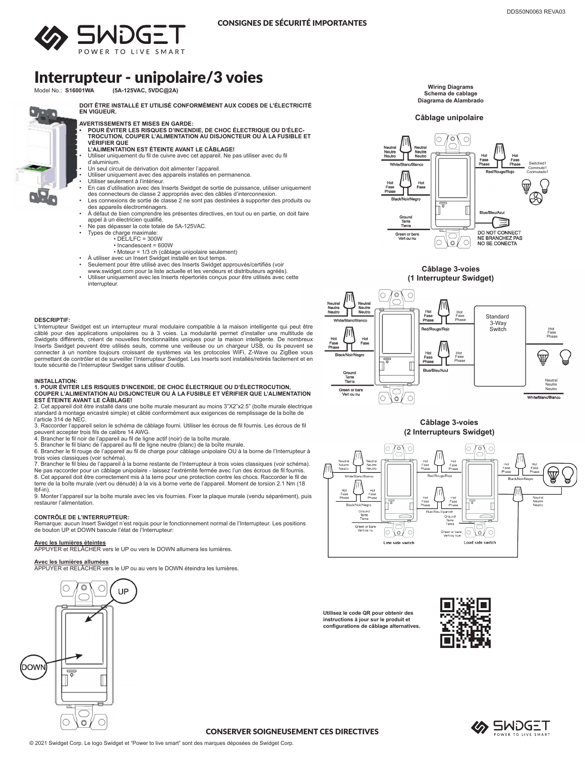CONSIGNES DE SÉCURITÉ IMPORTANTES

# Interrupteur - unipolaire/3 voies

Model No.: **S16001WA** **(5A-125VAC, 5VDC@2A)**

**DOIT ÊTRE INSTALLÉ ET UTILISÉ CONFORMÉMENT AUX CODES DE L'ÉLECTRICITÉ EN VIGUEUR.**

**AVERTISSEMENTS ET MISES EN GARDE:**

- **POUR ÉVITER LES RISQUES D'INCENDIE, DE CHOC ÉLECTRIQUE OU D'ÉLECTROCUTION, COUPER L'ALIMENTATION AU DISJONCTEUR OU À LA FUSIBLE ET VÉRIFIER QUE L'ALIMENTATION EST ÉTEINTE AVANT LE CÂBLAGE!**
- Utiliser uniquement du fil de cuivre avec cet appareil. Ne pas utiliser avec du fil d'aluminium.
- Un seul circuit de dérivation doit alimenter l'appareil.
- Utiliser uniquement avec des appareils installés en permanence.
- Utiliser seulement à l'intérieur.
- En cas d'utilisation avec des Inserts Swidget de sortie de puissance, utiliser uniquement des connecteurs de classe 2 appropriés avec des câbles d'interconnexion.
- Les connexions de sortie de classe 2 ne sont pas destinées à supporter des produits ou des appareils électroménagers.
- À défaut de bien comprendre les présentes directives, en tout ou en partie, on doit faire appel à un électricien qualifié.
- Ne pas dépasser la cote totale de 5A-125VAC.
- Types de charge maximale:
  - DEL/LFC = 300W
  - Incandescent = 600W
  - Moteur = 1/3 ch (câblage unipolaire seulement)
- À utiliser avec un Insert Swidget installé en tout temps.
- Seulement pour être utilisé avec des Inserts Swidget approuvés/certifiés (voir www.swidget.com pour la liste actuelle et les vendeurs et distributeurs agréés).
- Utiliser uniquement avec les Inserts répertoriés conçus pour être utilisés avec cette interrupteur.

**DESCRIPTIF:**

L'Interrupteur Swidget est un interrupteur mural modulaire compatible à la maison intelligente qui peut être câblé pour des applications unipolaires ou à 3 voies. La modularité permet d'installer une multitude de Swidgets différents, créant de nouvelles fonctionnalités uniques pour la maison intelligente. De nombreux Inserts Swidget peuvent être utilisés seuls, comme une veilleuse ou un chargeur USB, ou ils peuvent se connecter à un nombre toujours croissant de systèmes via les protocoles WiFi, Z-Wave ou ZigBee vous permettant de contrôler et de surveiller l'Interrupteur Swidget. Les Inserts sont installés/retirés facilement et en toute sécurité de l'Interrupteur Swidget sans utiliser d'outils.

**INSTALLATION:**

**1. POUR ÉVITER LES RISQUES D'INCENDIE, DE CHOC ÉLECTRIQUE OU D'ÉLECTROCUTION, COUPER L'ALIMENTATION AU DISJONCTEUR OU À LA FUSIBLE ET VÉRIFIER QUE L'ALIMENTATION EST ÉTEINTE AVANT LE CÂBLAGE!**

2. Cet appareil doit être installé dans une boîte murale mesurant au moins 3"X2"x2.5" (boîte murale électrique standard à montage encastré simple) et câblé conformément aux exigences de remplissage de la boîte de l'article 314 de NEC.

3. Raccorder l'appareil selon le schéma de câblage fourni. Utiliser les écrous de fil fournis. Les écrous de fil peuvent accepter trois fils de calibre 14 AWG.

4. Brancher le fil noir de l'appareil au fil de ligne actif (noir) de la boîte murale.

5. Brancher le fil blanc de l'appareil au fil de ligne neutre (blanc) de la boîte murale.

6. Brancher le fil rouge de l'appareil au fil de charge pour câblage unipolaire OU à la borne de l'Interrupteur à trois voies classiques (voir schéma).

7. Brancher le fil bleu de l'appareil à la borne restante de l'Interrupteur à trois voies classiques (voir schéma). Ne pas raccorder pour un câblage unipolaire - laissez l'extrémité fermée avec l'un des écrous de fil fournis.

8. Cet appareil doit être correctement mis à la terre pour une protection contre les chocs. Raccorder le fil de terre de la boîte murale (vert ou dénudé) à la vis à borne verte de l'appareil. Moment de torsion 2.1 Nm (18 lbf-in).

9. Monter l'appareil sur la boîte murale avec les vis fournies. Fixer la plaque murale (vendu séparément), puis restaurer l'alimentation.

**CONTRÔLE DE L'INTERRUPTEUR:**

Remarque: aucun Insert Swidget n'est requis pour le fonctionnement normal de l'Interrupteur. Les positions de bouton UP et DOWN bascule l'état de l'Interrupteur:

**Avec les lumières éteintes**

APPUYER et RELÂCHER vers le UP ou vers le DOWN allumera les lumières.

**Avec les lumières allumées**

APPUYER et RELÂCHER vers le UP ou au vers le DOWN éteindra les lumières.

UP

DOWN

**Wiring Diagrams**
**Schema de cablage**
**Diagrama de Alambrado**

**Câblage unipolaire**

Neutral Neutre Neutro
Neutral Neutre Neutro
White/Blanc/Blanco
Hot Fase Phase
Hot Fase Phase
Red/Rouge/Rojo
Switched1 Commute1 Conmutado1
Hot Fase Phase
Hot Fase
Black/Noir/Negro
Blue/Bleu/Azul
Ground Terre Tierra
Green or bare Vert ou nu
DO NOT CONNECT
NE BRANCHEZ PAS
NO SE CONECTA

**Câblage 3-voies**
**(1 Interrupteur Swidget)**

Neutral Neutre Neutro
Neutral Neutre Neutro
White/Blanc/Blanco
Hot Fase Phase
Hot Fase Phase
Red/Rouge/Rojo
Standard 3-Way Switch
Hot Fase Phase
Hot Fase Phase
Hot Fase
Black/Noir/Negro
Hot Fase Phase
Hot Fase Phase
Blue/Bleu/Azul
Ground Terre Tierra
Green or bare Vert ou nu
Neutral Neutre Neutro
White/Blanc/Blanco

**Câblage 3-voies**
**(2 Interrupteurs Swidget)**

Neutral Neutre Neutro
Neutral Neutre Neutro
White/Blanc/Blanco
Hot Fase Phase
Hot Fase Phase
Red/Rouge/Rojo
Hot Fase Phase
Hot Fase Phase
Black/Noir/Negro
Hot Fase Phase
Hot Fase Phase
Black/Noir/Negro
Hot Fase Phase
Hot Fase Phase
Blue/Bleu/Spanish
Ground Terre Tierra
Green or bare Vert ou nu
Ground Terre Tierra
Green or bare Vert ou nu
Neutral Neutre Neutro
Line side switch
Load side switch

**Utilisez le code QR pour obtenir des instructions à jour sur le produit et configurations de câblage alternatives.**

CONSERVER SOIGNEUSEMENT CES DIRECTIVES

© 2021 Swidget Corp. Le logo Swidget et "Power to live smart" sont des marques déposées de Swidget Corp.